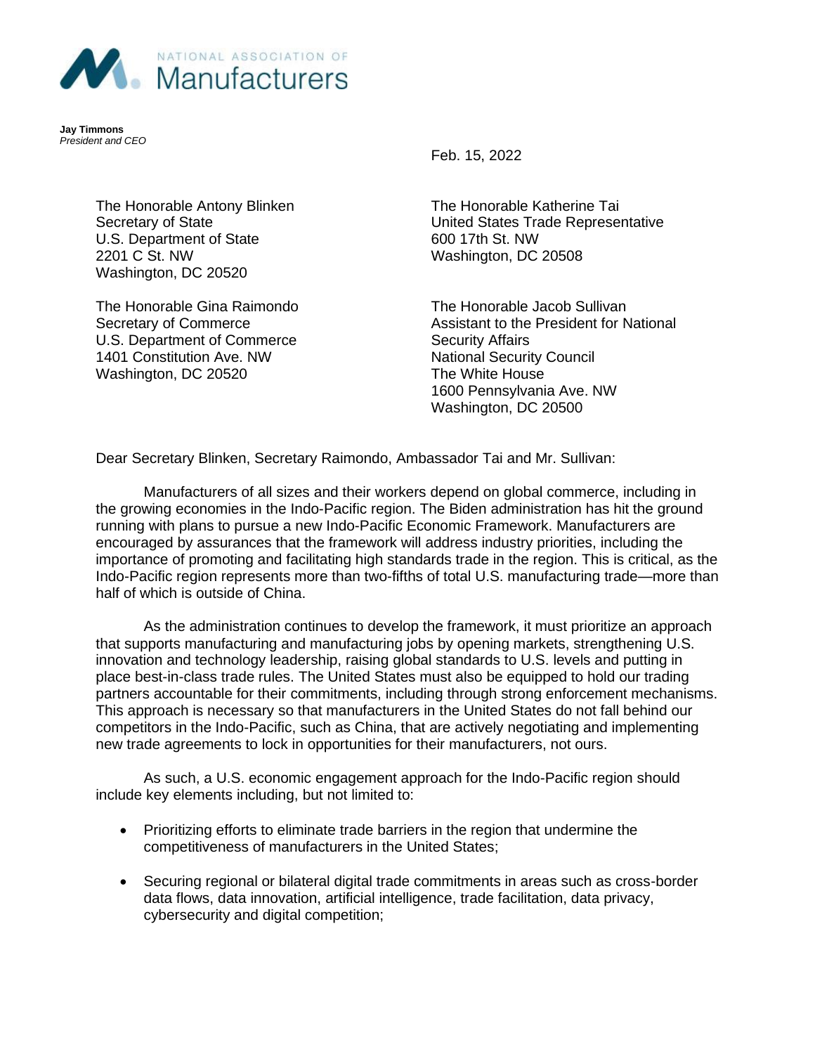NATIONAL ASSOCIATION OF **Manufacturers**

**Jay Timmons**
*President and CEO*

Feb. 15, 2022

The Honorable Antony Blinken
Secretary of State
U.S. Department of State
2201 C St. NW
Washington, DC 20520

The Honorable Katherine Tai
United States Trade Representative
600 17th St. NW
Washington, DC 20508

The Honorable Gina Raimondo
Secretary of Commerce
U.S. Department of Commerce
1401 Constitution Ave. NW
Washington, DC 20520

The Honorable Jacob Sullivan
Assistant to the President for National Security Affairs
National Security Council
The White House
1600 Pennsylvania Ave. NW
Washington, DC 20500

Dear Secretary Blinken, Secretary Raimondo, Ambassador Tai and Mr. Sullivan:

Manufacturers of all sizes and their workers depend on global commerce, including in the growing economies in the Indo-Pacific region. The Biden administration has hit the ground running with plans to pursue a new Indo-Pacific Economic Framework. Manufacturers are encouraged by assurances that the framework will address industry priorities, including the importance of promoting and facilitating high standards trade in the region. This is critical, as the Indo-Pacific region represents more than two-fifths of total U.S. manufacturing trade—more than half of which is outside of China.

As the administration continues to develop the framework, it must prioritize an approach that supports manufacturing and manufacturing jobs by opening markets, strengthening U.S. innovation and technology leadership, raising global standards to U.S. levels and putting in place best-in-class trade rules. The United States must also be equipped to hold our trading partners accountable for their commitments, including through strong enforcement mechanisms. This approach is necessary so that manufacturers in the United States do not fall behind our competitors in the Indo-Pacific, such as China, that are actively negotiating and implementing new trade agreements to lock in opportunities for their manufacturers, not ours.

As such, a U.S. economic engagement approach for the Indo-Pacific region should include key elements including, but not limited to:

- Prioritizing efforts to eliminate trade barriers in the region that undermine the competitiveness of manufacturers in the United States;
- Securing regional or bilateral digital trade commitments in areas such as cross-border data flows, data innovation, artificial intelligence, trade facilitation, data privacy, cybersecurity and digital competition;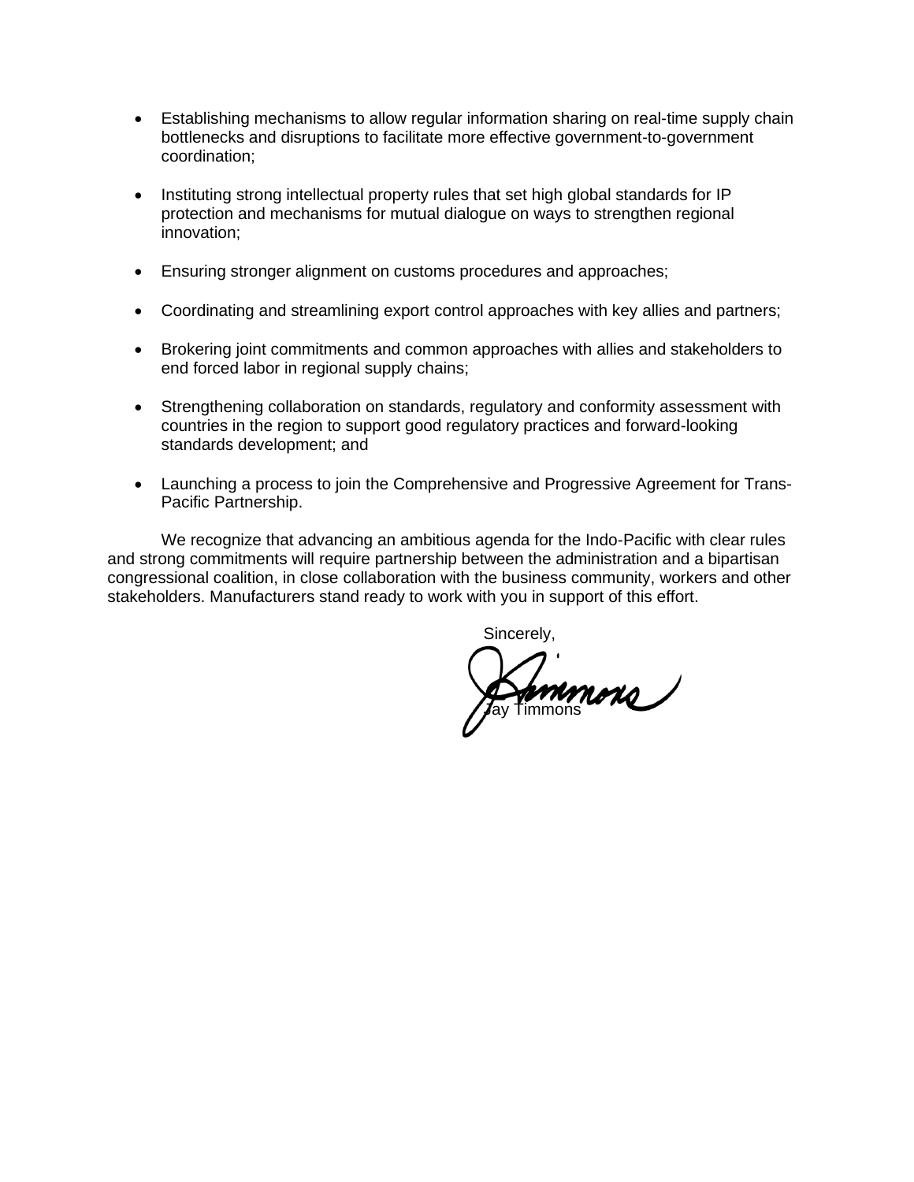- Establishing mechanisms to allow regular information sharing on real-time supply chain bottlenecks and disruptions to facilitate more effective government-to-government coordination;

- Instituting strong intellectual property rules that set high global standards for IP protection and mechanisms for mutual dialogue on ways to strengthen regional innovation;

- Ensuring stronger alignment on customs procedures and approaches;

- Coordinating and streamlining export control approaches with key allies and partners;

- Brokering joint commitments and common approaches with allies and stakeholders to end forced labor in regional supply chains;

- Strengthening collaboration on standards, regulatory and conformity assessment with countries in the region to support good regulatory practices and forward-looking standards development; and

- Launching a process to join the Comprehensive and Progressive Agreement for Trans-Pacific Partnership.

We recognize that advancing an ambitious agenda for the Indo-Pacific with clear rules and strong commitments will require partnership between the administration and a bipartisan congressional coalition, in close collaboration with the business community, workers and other stakeholders. Manufacturers stand ready to work with you in support of this effort.

Sincerely,

Jay Timmons